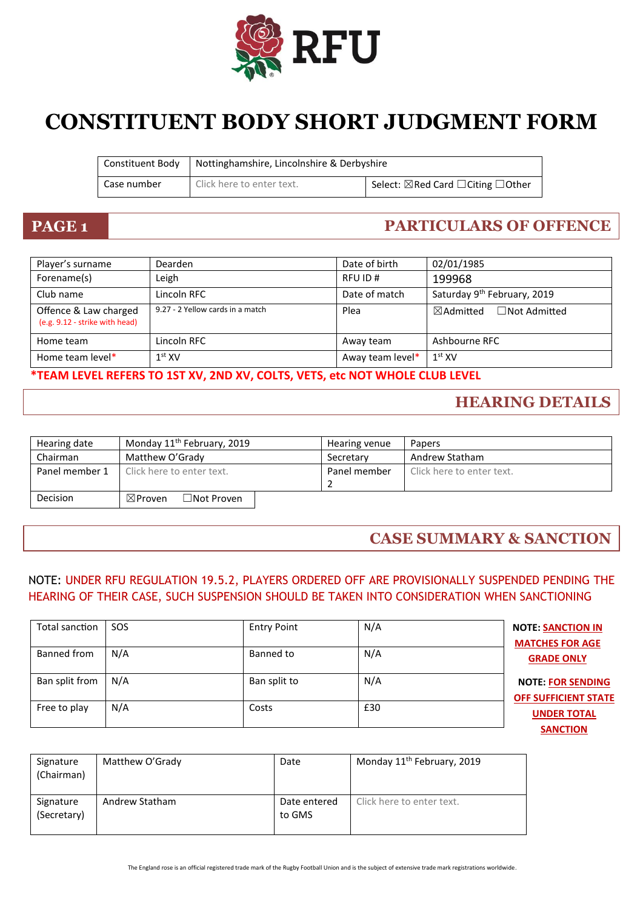RFU

# CONSTITUENT BODY SHORT JUDGMENT FORM

| Constituent Body | Nottinghamshire, Lincolnshire & Derbyshire | |
|---|---|---|
| Case number | Click here to enter text. | Select: ☒Red Card ☐Citing ☐Other |

## PAGE 1 PARTICULARS OF OFFENCE

| Player's surname | Dearden | Date of birth | 02/01/1985 |
|---|---|---|---|
| Forename(s) | Leigh | RFU ID # | 199968 |
| Club name | Lincoln RFC | Date of match | Saturday 9th February, 2019 |
| Offence & Law charged (e.g. 9.12 - strike with head) | 9.27 - 2 Yellow cards in a match | Plea | ☒Admitted ☐Not Admitted |
| Home team | Lincoln RFC | Away team | Ashbourne RFC |
| Home team level* | 1st XV | Away team level* | 1st XV |

*TEAM LEVEL REFERS TO 1ST XV, 2ND XV, COLTS, VETS, etc NOT WHOLE CLUB LEVEL

## HEARING DETAILS

| Hearing date | Monday 11th February, 2019 | Hearing venue | Papers |
|---|---|---|---|
| Chairman | Matthew O'Grady | Secretary | Andrew Statham |
| Panel member 1 | Click here to enter text. | Panel member 2 | Click here to enter text. |
| Decision | ☒Proven ☐Not Proven | | |

## CASE SUMMARY & SANCTION

NOTE: UNDER RFU REGULATION 19.5.2, PLAYERS ORDERED OFF ARE PROVISIONALLY SUSPENDED PENDING THE HEARING OF THEIR CASE, SUCH SUSPENSION SHOULD BE TAKEN INTO CONSIDERATION WHEN SANCTIONING

| Total sanction | SOS | Entry Point | N/A |
|---|---|---|---|
| Banned from | N/A | Banned to | N/A |
| Ban split from | N/A | Ban split to | N/A |
| Free to play | N/A | Costs | £30 |

**NOTE: SANCTION IN MATCHES FOR AGE GRADE ONLY**

**NOTE: FOR SENDING OFF SUFFICIENT STATE UNDER TOTAL SANCTION**

| Signature (Chairman) | Matthew O'Grady | Date | Monday 11th February, 2019 |
|---|---|---|---|
| Signature (Secretary) | Andrew Statham | Date entered to GMS | Click here to enter text. |

The England rose is an official registered trade mark of the Rugby Football Union and is the subject of extensive trade mark registrations worldwide.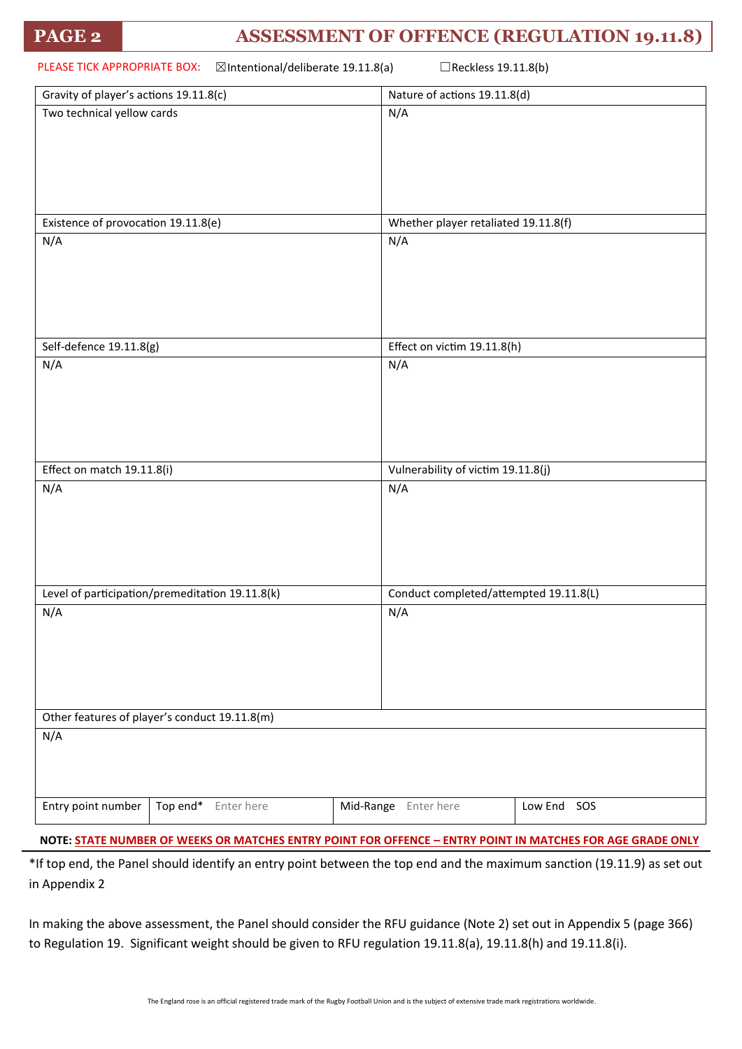## PAGE 2 — ASSESSMENT OF OFFENCE (REGULATION 19.11.8)

PLEASE TICK APPROPRIATE BOX: ☒Intentional/deliberate 19.11.8(a) ☐Reckless 19.11.8(b)

| Gravity of player's actions 19.11.8(c) | Nature of actions 19.11.8(d) |
|---|---|
| Two technical yellow cards | N/A |
| **Existence of provocation 19.11.8(e)** | **Whether player retaliated 19.11.8(f)** |
| N/A | N/A |
| **Self-defence 19.11.8(g)** | **Effect on victim 19.11.8(h)** |
| N/A | N/A |
| **Effect on match 19.11.8(i)** | **Vulnerability of victim 19.11.8(j)** |
| N/A | N/A |
| **Level of participation/premeditation 19.11.8(k)** | **Conduct completed/attempted 19.11.8(L)** |
| N/A | N/A |
| **Other features of player's conduct 19.11.8(m)** | |
| N/A | |

| Entry point number | Top end* | Mid-Range | Low End |
|---|---|---|---|
| | Enter here | Enter here | SOS |

**NOTE: STATE NUMBER OF WEEKS OR MATCHES ENTRY POINT FOR OFFENCE – ENTRY POINT IN MATCHES FOR AGE GRADE ONLY**

*If top end, the Panel should identify an entry point between the top end and the maximum sanction (19.11.9) as set out in Appendix 2

In making the above assessment, the Panel should consider the RFU guidance (Note 2) set out in Appendix 5 (page 366) to Regulation 19. Significant weight should be given to RFU regulation 19.11.8(a), 19.11.8(h) and 19.11.8(i).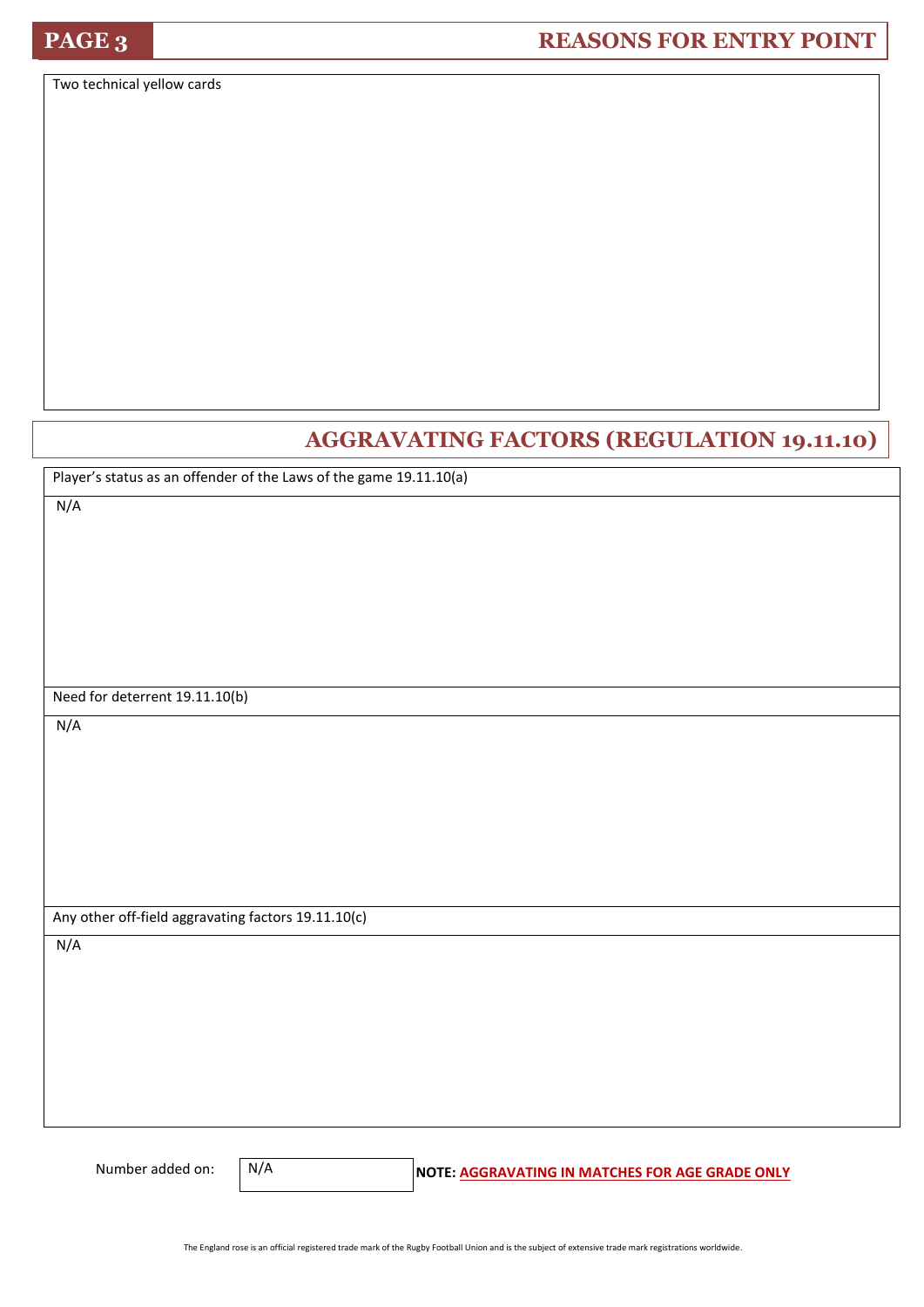## PAGE 3 — REASONS FOR ENTRY POINT

Two technical yellow cards

## AGGRAVATING FACTORS (REGULATION 19.11.10)

Player's status as an offender of the Laws of the game 19.11.10(a)

N/A

Need for deterrent 19.11.10(b)

N/A

Any other off-field aggravating factors 19.11.10(c)

N/A

Number added on: N/A

**NOTE: AGGRAVATING IN MATCHES FOR AGE GRADE ONLY**

The England rose is an official registered trade mark of the Rugby Football Union and is the subject of extensive trade mark registrations worldwide.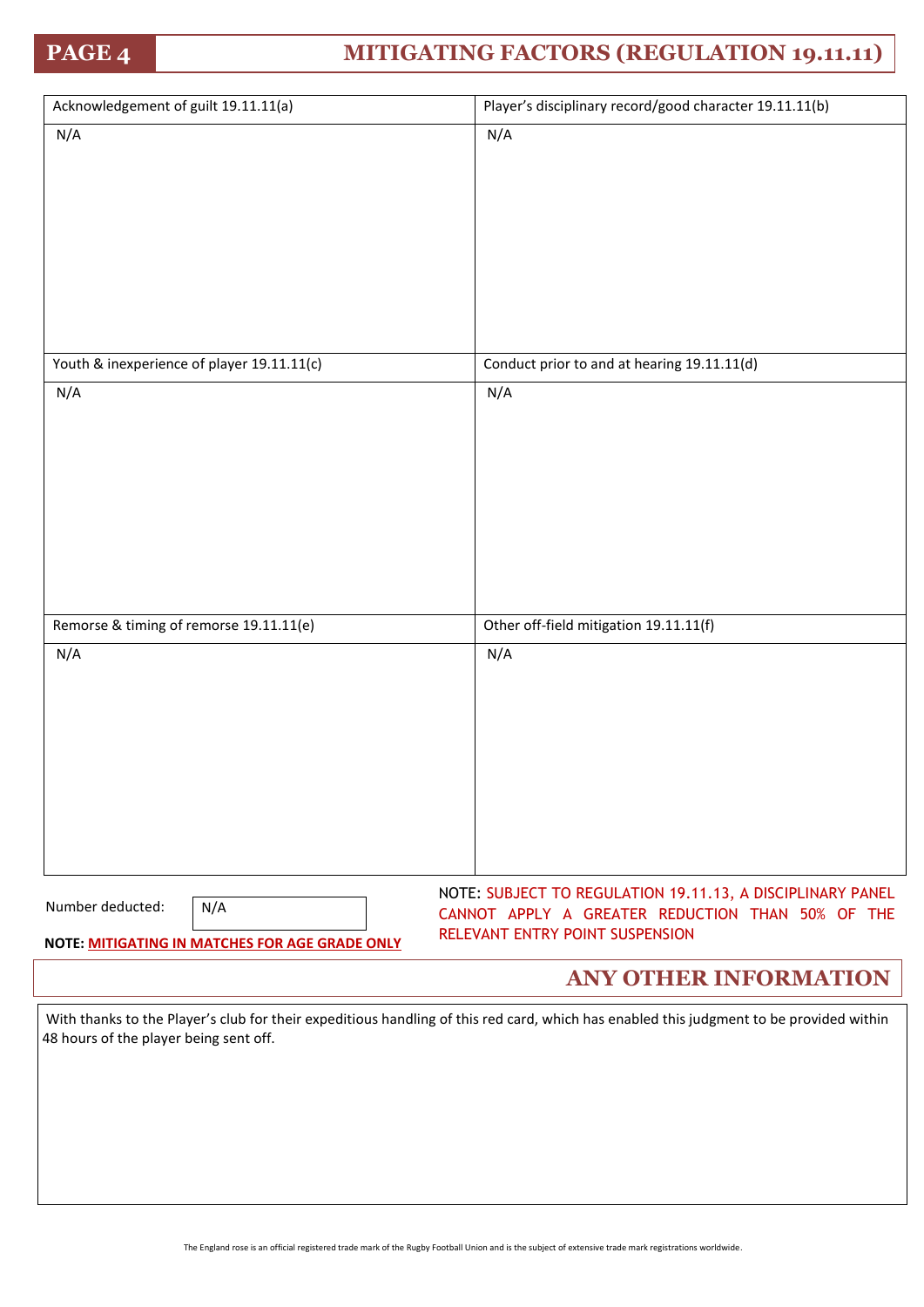## PAGE 4 — MITIGATING FACTORS (REGULATION 19.11.11)

| Acknowledgement of guilt 19.11.11(a) | Player's disciplinary record/good character 19.11.11(b) |
|---|---|
| N/A | N/A |
| **Youth & inexperience of player 19.11.11(c)** | **Conduct prior to and at hearing 19.11.11(d)** |
| N/A | N/A |
| **Remorse & timing of remorse 19.11.11(e)** | **Other off-field mitigation 19.11.11(f)** |
| N/A | N/A |

Number deducted: N/A

**NOTE: MITIGATING IN MATCHES FOR AGE GRADE ONLY**

NOTE: SUBJECT TO REGULATION 19.11.13, A DISCIPLINARY PANEL CANNOT APPLY A GREATER REDUCTION THAN 50% OF THE RELEVANT ENTRY POINT SUSPENSION

## ANY OTHER INFORMATION

With thanks to the Player's club for their expeditious handling of this red card, which has enabled this judgment to be provided within 48 hours of the player being sent off.

The England rose is an official registered trade mark of the Rugby Football Union and is the subject of extensive trade mark registrations worldwide.